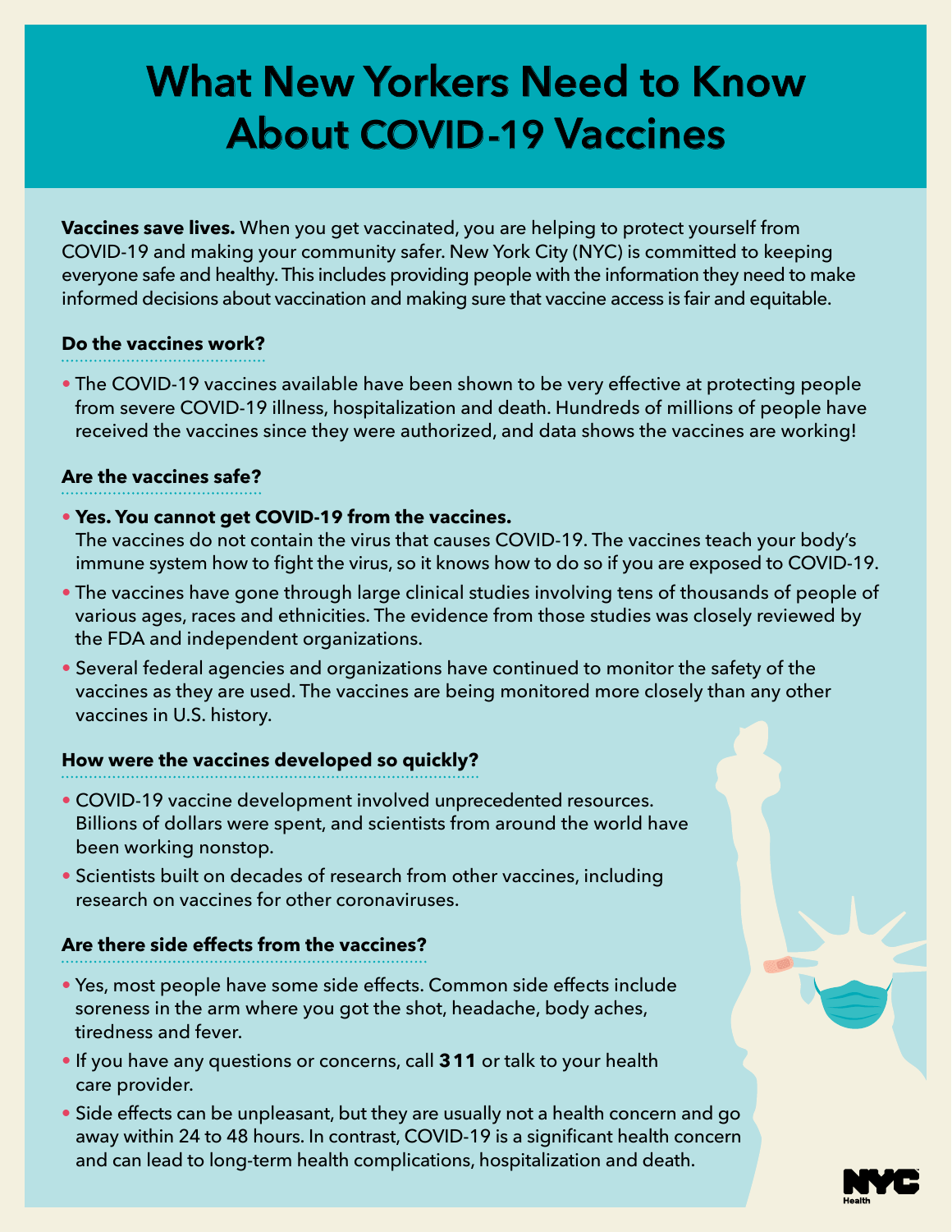# What New Yorkers Need to Know About COVID-19 Vaccines

**Vaccines save lives.** When you get vaccinated, you are helping to protect yourself from COVID-19 and making your community safer. New York City (NYC) is committed to keeping everyone safe and healthy. This includes providing people with the information they need to make informed decisions about vaccination and making sure that vaccine access is fair and equitable.

### Do the vaccines work?

- The COVID-19 vaccines available have been shown to be very effective at protecting people from severe COVID-19 illness, hospitalization and death. Hundreds of millions of people have received the vaccines since they were authorized, and data shows the vaccines are working!

### Are the vaccines safe?

- **Yes. You cannot get COVID-19 from the vaccines.** The vaccines do not contain the virus that causes COVID-19. The vaccines teach your body's immune system how to fight the virus, so it knows how to do so if you are exposed to COVID-19.
- The vaccines have gone through large clinical studies involving tens of thousands of people of various ages, races and ethnicities. The evidence from those studies was closely reviewed by the FDA and independent organizations.
- Several federal agencies and organizations have continued to monitor the safety of the vaccines as they are used. The vaccines are being monitored more closely than any other vaccines in U.S. history.

### How were the vaccines developed so quickly?

- COVID-19 vaccine development involved unprecedented resources. Billions of dollars were spent, and scientists from around the world have been working nonstop.
- Scientists built on decades of research from other vaccines, including research on vaccines for other coronaviruses.

### Are there side effects from the vaccines?

- Yes, most people have some side effects. Common side effects include soreness in the arm where you got the shot, headache, body aches, tiredness and fever.
- If you have any questions or concerns, call **311** or talk to your health care provider.
- Side effects can be unpleasant, but they are usually not a health concern and go away within 24 to 48 hours. In contrast, COVID-19 is a significant health concern and can lead to long-term health complications, hospitalization and death.

NYC Health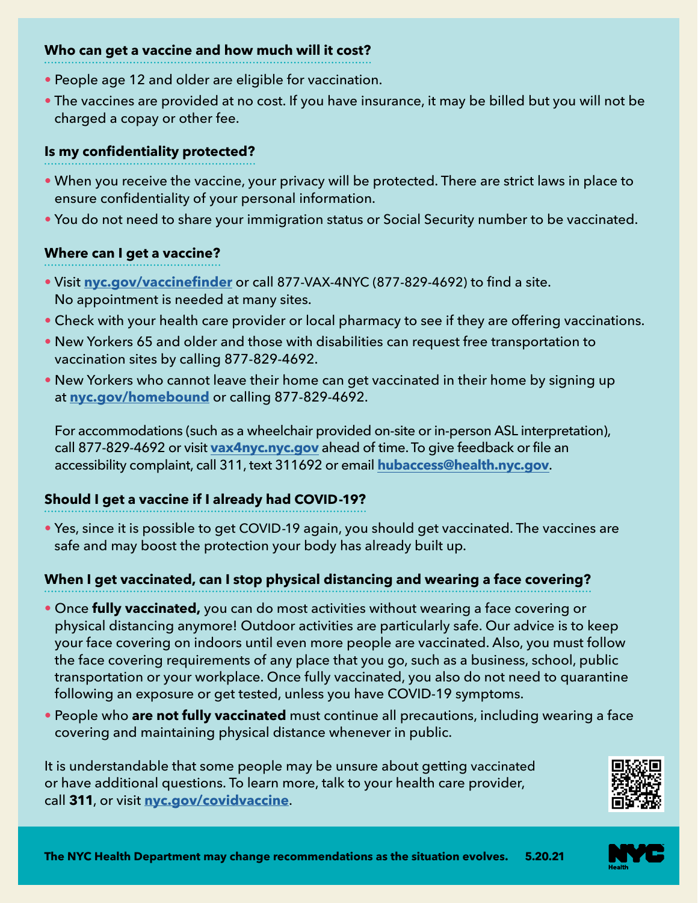## Who can get a vaccine and how much will it cost?

- People age 12 and older are eligible for vaccination.
- The vaccines are provided at no cost. If you have insurance, it may be billed but you will not be charged a copay or other fee.

## Is my confidentiality protected?

- When you receive the vaccine, your privacy will be protected. There are strict laws in place to ensure confidentiality of your personal information.
- You do not need to share your immigration status or Social Security number to be vaccinated.

## Where can I get a vaccine?

- Visit **nyc.gov/vaccinefinder** or call 877-VAX-4NYC (877-829-4692) to find a site. No appointment is needed at many sites.
- Check with your health care provider or local pharmacy to see if they are offering vaccinations.
- New Yorkers 65 and older and those with disabilities can request free transportation to vaccination sites by calling 877-829-4692.
- New Yorkers who cannot leave their home can get vaccinated in their home by signing up at **nyc.gov/homebound** or calling 877-829-4692.

For accommodations (such as a wheelchair provided on-site or in-person ASL interpretation), call 877-829-4692 or visit **vax4nyc.nyc.gov** ahead of time. To give feedback or file an accessibility complaint, call 311, text 311692 or email **hubaccess@health.nyc.gov**.

## Should I get a vaccine if I already had COVID-19?

- Yes, since it is possible to get COVID-19 again, you should get vaccinated. The vaccines are safe and may boost the protection your body has already built up.

## When I get vaccinated, can I stop physical distancing and wearing a face covering?

- Once **fully vaccinated,** you can do most activities without wearing a face covering or physical distancing anymore! Outdoor activities are particularly safe. Our advice is to keep your face covering on indoors until even more people are vaccinated. Also, you must follow the face covering requirements of any place that you go, such as a business, school, public transportation or your workplace. Once fully vaccinated, you also do not need to quarantine following an exposure or get tested, unless you have COVID-19 symptoms.
- People who **are not fully vaccinated** must continue all precautions, including wearing a face covering and maintaining physical distance whenever in public.

It is understandable that some people may be unsure about getting vaccinated or have additional questions. To learn more, talk to your health care provider, call **311**, or visit **nyc.gov/covidvaccine**.

**The NYC Health Department may change recommendations as the situation evolves. 5.20.21**